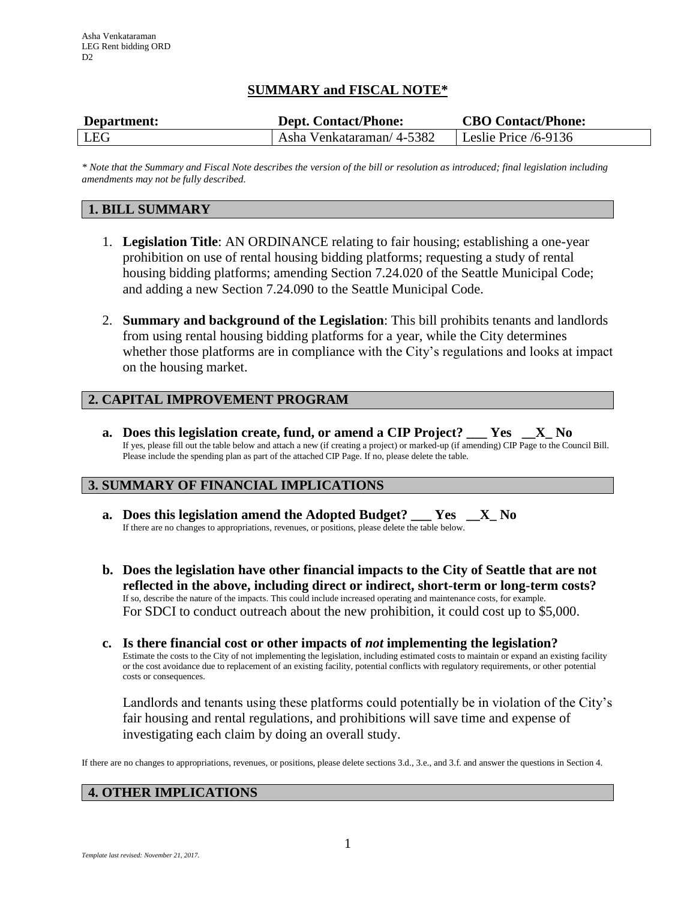Asha Venkataraman
LEG Rent bidding ORD
D2

## SUMMARY and FISCAL NOTE*

| Department: | Dept. Contact/Phone: | CBO Contact/Phone: |
|---|---|---|
| LEG | Asha Venkataraman/ 4-5382 | Leslie Price /6-9136 |

*\* Note that the Summary and Fiscal Note describes the version of the bill or resolution as introduced; final legislation including amendments may not be fully described.*

### 1. BILL SUMMARY

1. **Legislation Title**: AN ORDINANCE relating to fair housing; establishing a one-year prohibition on use of rental housing bidding platforms; requesting a study of rental housing bidding platforms; amending Section 7.24.020 of the Seattle Municipal Code; and adding a new Section 7.24.090 to the Seattle Municipal Code.

2. **Summary and background of the Legislation**: This bill prohibits tenants and landlords from using rental housing bidding platforms for a year, while the City determines whether those platforms are in compliance with the City's regulations and looks at impact on the housing market.

### 2. CAPITAL IMPROVEMENT PROGRAM

**a. Does this legislation create, fund, or amend a CIP Project? ___ Yes __X_ No**
If yes, please fill out the table below and attach a new (if creating a project) or marked-up (if amending) CIP Page to the Council Bill. Please include the spending plan as part of the attached CIP Page. If no, please delete the table.

### 3. SUMMARY OF FINANCIAL IMPLICATIONS

**a. Does this legislation amend the Adopted Budget? ___ Yes __X_ No**
If there are no changes to appropriations, revenues, or positions, please delete the table below.

**b. Does the legislation have other financial impacts to the City of Seattle that are not reflected in the above, including direct or indirect, short-term or long-term costs?**
If so, describe the nature of the impacts. This could include increased operating and maintenance costs, for example.
For SDCI to conduct outreach about the new prohibition, it could cost up to $5,000.

**c. Is there financial cost or other impacts of *not* implementing the legislation?**
Estimate the costs to the City of not implementing the legislation, including estimated costs to maintain or expand an existing facility or the cost avoidance due to replacement of an existing facility, potential conflicts with regulatory requirements, or other potential costs or consequences.

Landlords and tenants using these platforms could potentially be in violation of the City's fair housing and rental regulations, and prohibitions will save time and expense of investigating each claim by doing an overall study.

If there are no changes to appropriations, revenues, or positions, please delete sections 3.d., 3.e., and 3.f. and answer the questions in Section 4.

### 4. OTHER IMPLICATIONS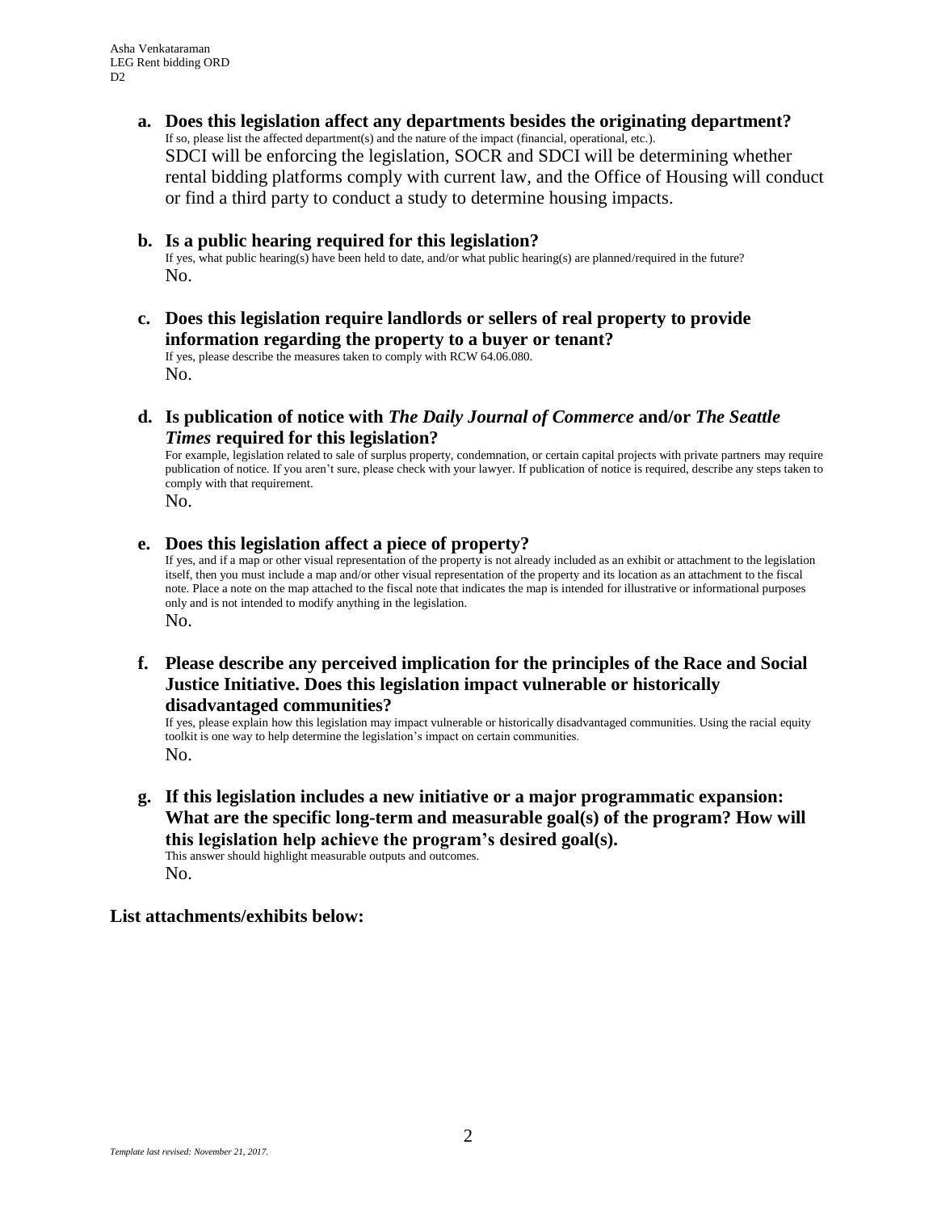**a. Does this legislation affect any departments besides the originating department?**

If so, please list the affected department(s) and the nature of the impact (financial, operational, etc.).

SDCI will be enforcing the legislation, SOCR and SDCI will be determining whether rental bidding platforms comply with current law, and the Office of Housing will conduct or find a third party to conduct a study to determine housing impacts.

**b. Is a public hearing required for this legislation?**

If yes, what public hearing(s) have been held to date, and/or what public hearing(s) are planned/required in the future?

No.

**c. Does this legislation require landlords or sellers of real property to provide information regarding the property to a buyer or tenant?**

If yes, please describe the measures taken to comply with RCW 64.06.080.

No.

**d. Is publication of notice with *The Daily Journal of Commerce* and/or *The Seattle Times* required for this legislation?**

For example, legislation related to sale of surplus property, condemnation, or certain capital projects with private partners may require publication of notice. If you aren't sure, please check with your lawyer. If publication of notice is required, describe any steps taken to comply with that requirement.

No.

**e. Does this legislation affect a piece of property?**

If yes, and if a map or other visual representation of the property is not already included as an exhibit or attachment to the legislation itself, then you must include a map and/or other visual representation of the property and its location as an attachment to the fiscal note. Place a note on the map attached to the fiscal note that indicates the map is intended for illustrative or informational purposes only and is not intended to modify anything in the legislation.

No.

**f. Please describe any perceived implication for the principles of the Race and Social Justice Initiative. Does this legislation impact vulnerable or historically disadvantaged communities?**

If yes, please explain how this legislation may impact vulnerable or historically disadvantaged communities. Using the racial equity toolkit is one way to help determine the legislation's impact on certain communities.

No.

**g. If this legislation includes a new initiative or a major programmatic expansion: What are the specific long-term and measurable goal(s) of the program? How will this legislation help achieve the program's desired goal(s).**

This answer should highlight measurable outputs and outcomes.

No.

**List attachments/exhibits below:**